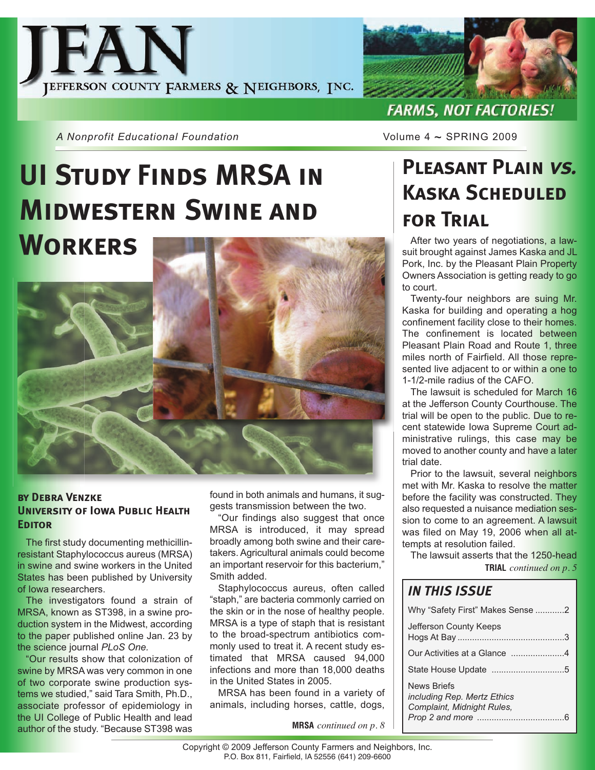# JFAN

Jefferson County Farmers & Neighbors, Inc.

FARMS, NOT FACTORIES!

*A Nonprofit Educational Foundation*

Volume 4 ~ SPRING 2009

## UI Study Finds MRSA in Midwestern Swine and Workers

**by Debra Venzke**
**University of Iowa Public Health Editor**

The first study documenting methicillin-resistant Staphylococcus aureus (MRSA) in swine and swine workers in the United States has been published by University of Iowa researchers.

The investigators found a strain of MRSA, known as ST398, in a swine production system in the Midwest, according to the paper published online Jan. 23 by the science journal *PLoS One.*

"Our results show that colonization of swine by MRSA was very common in one of two corporate swine production systems we studied," said Tara Smith, Ph.D., associate professor of epidemiology in the UI College of Public Health and lead author of the study. "Because ST398 was found in both animals and humans, it suggests transmission between the two.

"Our findings also suggest that once MRSA is introduced, it may spread broadly among both swine and their caretakers. Agricultural animals could become an important reservoir for this bacterium," Smith added.

Staphylococcus aureus, often called "staph," are bacteria commonly carried on the skin or in the nose of healthy people. MRSA is a type of staph that is resistant to the broad-spectrum antibiotics commonly used to treat it. A recent study estimated that MRSA caused 94,000 infections and more than 18,000 deaths in the United States in 2005.

MRSA has been found in a variety of animals, including horses, cattle, dogs,

**MRSA** *continued on p. 8*

## Pleasant Plain *vs.* Kaska Scheduled for Trial

After two years of negotiations, a lawsuit brought against James Kaska and JL Pork, Inc. by the Pleasant Plain Property Owners Association is getting ready to go to court.

Twenty-four neighbors are suing Mr. Kaska for building and operating a hog confinement facility close to their homes. The confinement is located between Pleasant Plain Road and Route 1, three miles north of Fairfield. All those represented live adjacent to or within a one to 1-1/2-mile radius of the CAFO.

The lawsuit is scheduled for March 16 at the Jefferson County Courthouse. The trial will be open to the public. Due to recent statewide Iowa Supreme Court administrative rulings, this case may be moved to another county and have a later trial date.

Prior to the lawsuit, several neighbors met with Mr. Kaska to resolve the matter before the facility was constructed. They also requested a nuisance mediation session to come to an agreement. A lawsuit was filed on May 19, 2006 when all attempts at resolution failed.

The lawsuit asserts that the 1250-head

**TRIAL** *continued on p. 5*

### IN THIS ISSUE

| | |
|---|---|
| Why "Safety First" Makes Sense | 2 |
| Jefferson County Keeps Hogs At Bay | 3 |
| Our Activities at a Glance | 4 |
| State House Update | 5 |
| News Briefs *including Rep. Mertz Ethics Complaint, Midnight Rules, Prop 2 and more* | 6 |

Copyright © 2009 Jefferson County Farmers and Neighbors, Inc.
P.O. Box 811, Fairfield, IA 52556 (641) 209-6600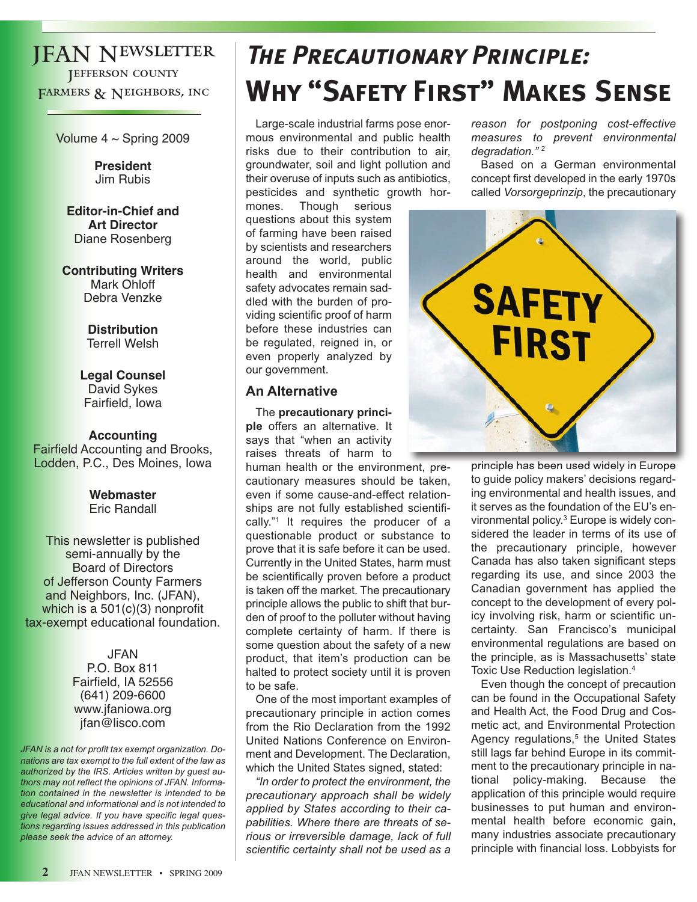# JFAN Newsletter

Jefferson County Farmers & Neighbors, Inc

Volume 4 ~ Spring 2009

**President**
Jim Rubis

**Editor-in-Chief and Art Director**
Diane Rosenberg

**Contributing Writers**
Mark Ohloff
Debra Venzke

**Distribution**
Terrell Welsh

**Legal Counsel**
David Sykes
Fairfield, Iowa

**Accounting**
Fairfield Accounting and Brooks, Lodden, P.C., Des Moines, Iowa

**Webmaster**
Eric Randall

This newsletter is published semi-annually by the Board of Directors of Jefferson County Farmers and Neighbors, Inc. (JFAN), which is a 501(c)(3) nonprofit tax-exempt educational foundation.

JFAN
P.O. Box 811
Fairfield, IA 52556
(641) 209-6600
www.jfaniowa.org
jfan@lisco.com

*JFAN is a not for profit tax exempt organization. Donations are tax exempt to the full extent of the law as authorized by the IRS. Articles written by guest authors may not reflect the opinions of JFAN. Information contained in the newsletter is intended to be educational and informational and is not intended to give legal advice. If you have specific legal questions regarding issues addressed in this publication please seek the advice of an attorney.*

# The Precautionary Principle: Why "Safety First" Makes Sense

Large-scale industrial farms pose enormous environmental and public health risks due to their contribution to air, groundwater, soil and light pollution and their overuse of inputs such as antibiotics, pesticides and synthetic growth hormones. Though serious questions about this system of farming have been raised by scientists and researchers around the world, public health and environmental safety advocates remain saddled with the burden of providing scientific proof of harm before these industries can be regulated, reigned in, or even properly analyzed by our government.

## An Alternative

The **precautionary principle** offers an alternative. It says that "when an activity raises threats of harm to human health or the environment, precautionary measures should be taken, even if some cause-and-effect relationships are not fully established scientifically."[1] It requires the producer of a questionable product or substance to prove that it is safe before it can be used. Currently in the United States, harm must be scientifically proven before a product is taken off the market. The precautionary principle allows the public to shift that burden of proof to the polluter without having complete certainty of harm. If there is some question about the safety of a new product, that item's production can be halted to protect society until it is proven to be safe.

One of the most important examples of precautionary principle in action comes from the Rio Declaration from the 1992 United Nations Conference on Environment and Development. The Declaration, which the United States signed, stated:

*"In order to protect the environment, the precautionary approach shall be widely applied by States according to their capabilities. Where there are threats of serious or irreversible damage, lack of full scientific certainty shall not be used as a reason for postponing cost-effective measures to prevent environmental degradation."*[2]

Based on a German environmental concept first developed in the early 1970s called *Vorsorgeprinzip*, the precautionary principle has been used widely in Europe to guide policy makers' decisions regarding environmental and health issues, and it serves as the foundation of the EU's environmental policy.[3] Europe is widely considered the leader in terms of its use of the precautionary principle, however Canada has also taken significant steps regarding its use, and since 2003 the Canadian government has applied the concept to the development of every policy involving risk, harm or scientific uncertainty. San Francisco's municipal environmental regulations are based on the principle, as is Massachusetts' state Toxic Use Reduction legislation.[4]

Even though the concept of precaution can be found in the Occupational Safety and Health Act, the Food Drug and Cosmetic act, and Environmental Protection Agency regulations,[5] the United States still lags far behind Europe in its commitment to the precautionary principle in national policy-making. Because the application of this principle would require businesses to put human and environmental health before economic gain, many industries associate precautionary principle with financial loss. Lobbyists for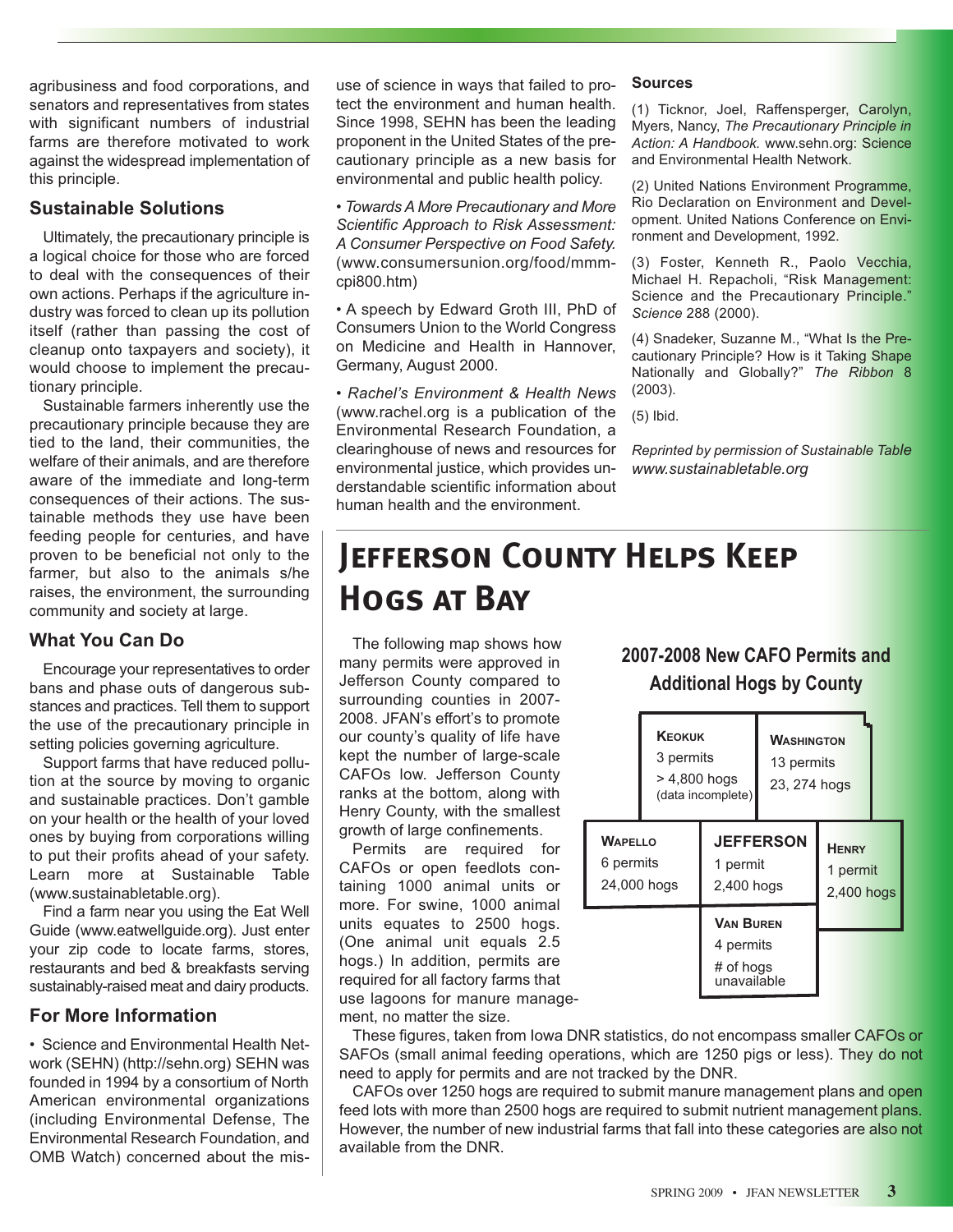agribusiness and food corporations, and senators and representatives from states with significant numbers of industrial farms are therefore motivated to work against the widespread implementation of this principle.

### Sustainable Solutions

Ultimately, the precautionary principle is a logical choice for those who are forced to deal with the consequences of their own actions. Perhaps if the agriculture industry was forced to clean up its pollution itself (rather than passing the cost of cleanup onto taxpayers and society), it would choose to implement the precautionary principle.

Sustainable farmers inherently use the precautionary principle because they are tied to the land, their communities, the welfare of their animals, and are therefore aware of the immediate and long-term consequences of their actions. The sustainable methods they use have been feeding people for centuries, and have proven to be beneficial not only to the farmer, but also to the animals s/he raises, the environment, the surrounding community and society at large.

### What You Can Do

Encourage your representatives to order bans and phase outs of dangerous substances and practices. Tell them to support the use of the precautionary principle in setting policies governing agriculture.

Support farms that have reduced pollution at the source by moving to organic and sustainable practices. Don't gamble on your health or the health of your loved ones by buying from corporations willing to put their profits ahead of your safety. Learn more at Sustainable Table (www.sustainabletable.org).

Find a farm near you using the Eat Well Guide (www.eatwellguide.org). Just enter your zip code to locate farms, stores, restaurants and bed & breakfasts serving sustainably-raised meat and dairy products.

### For More Information

- Science and Environmental Health Network (SEHN) (http://sehn.org) SEHN was founded in 1994 by a consortium of North American environmental organizations (including Environmental Defense, The Environmental Research Foundation, and OMB Watch) concerned about the misuse of science in ways that failed to protect the environment and human health. Since 1998, SEHN has been the leading proponent in the United States of the precautionary principle as a new basis for environmental and public health policy.

- *Towards A More Precautionary and More Scientific Approach to Risk Assessment: A Consumer Perspective on Food Safety.* (www.consumersunion.org/food/mmm-cpi800.htm)

- A speech by Edward Groth III, PhD of Consumers Union to the World Congress on Medicine and Health in Hannover, Germany, August 2000.

- *Rachel's Environment & Health News* (www.rachel.org is a publication of the Environmental Research Foundation, a clearinghouse of news and resources for environmental justice, which provides understandable scientific information about human health and the environment.

#### Sources

(1) Ticknor, Joel, Raffensperger, Carolyn, Myers, Nancy, *The Precautionary Principle in Action: A Handbook.* www.sehn.org: Science and Environmental Health Network.

(2) United Nations Environment Programme, Rio Declaration on Environment and Development. United Nations Conference on Environment and Development, 1992.

(3) Foster, Kenneth R., Paolo Vecchia, Michael H. Repacholi, "Risk Management: Science and the Precautionary Principle." *Science* 288 (2000).

(4) Snadeker, Suzanne M., "What Is the Precautionary Principle? How is it Taking Shape Nationally and Globally?" *The Ribbon* 8 (2003).

(5) Ibid.

*Reprinted by permission of Sustainable Table www.sustainabletable.org*

# Jefferson County Helps Keep Hogs at Bay

The following map shows how many permits were approved in Jefferson County compared to surrounding counties in 2007-2008. JFAN's effort's to promote our county's quality of life have kept the number of large-scale CAFOs low. Jefferson County ranks at the bottom, along with Henry County, with the smallest growth of large confinements.

Permits are required for CAFOs or open feedlots containing 1000 animal units or more. For swine, 1000 animal units equates to 2500 hogs. (One animal unit equals 2.5 hogs.) In addition, permits are required for all factory farms that use lagoons for manure management, no matter the size.

**2007-2008 New CAFO Permits and Additional Hogs by County**

| County | Permits | Hogs |
|---|---|---|
| Keokuk | 3 permits | > 4,800 hogs (data incomplete) |
| Washington | 13 permits | 23, 274 hogs |
| Wapello | 6 permits | 24,000 hogs |
| Jefferson | 1 permit | 2,400 hogs |
| Henry | 1 permit | 2,400 hogs |
| Van Buren | 4 permits | # of hogs unavailable |

These figures, taken from Iowa DNR statistics, do not encompass smaller CAFOs or SAFOs (small animal feeding operations, which are 1250 pigs or less). They do not need to apply for permits and are not tracked by the DNR.

CAFOs over 1250 hogs are required to submit manure management plans and open feed lots with more than 2500 hogs are required to submit nutrient management plans. However, the number of new industrial farms that fall into these categories are also not available from the DNR.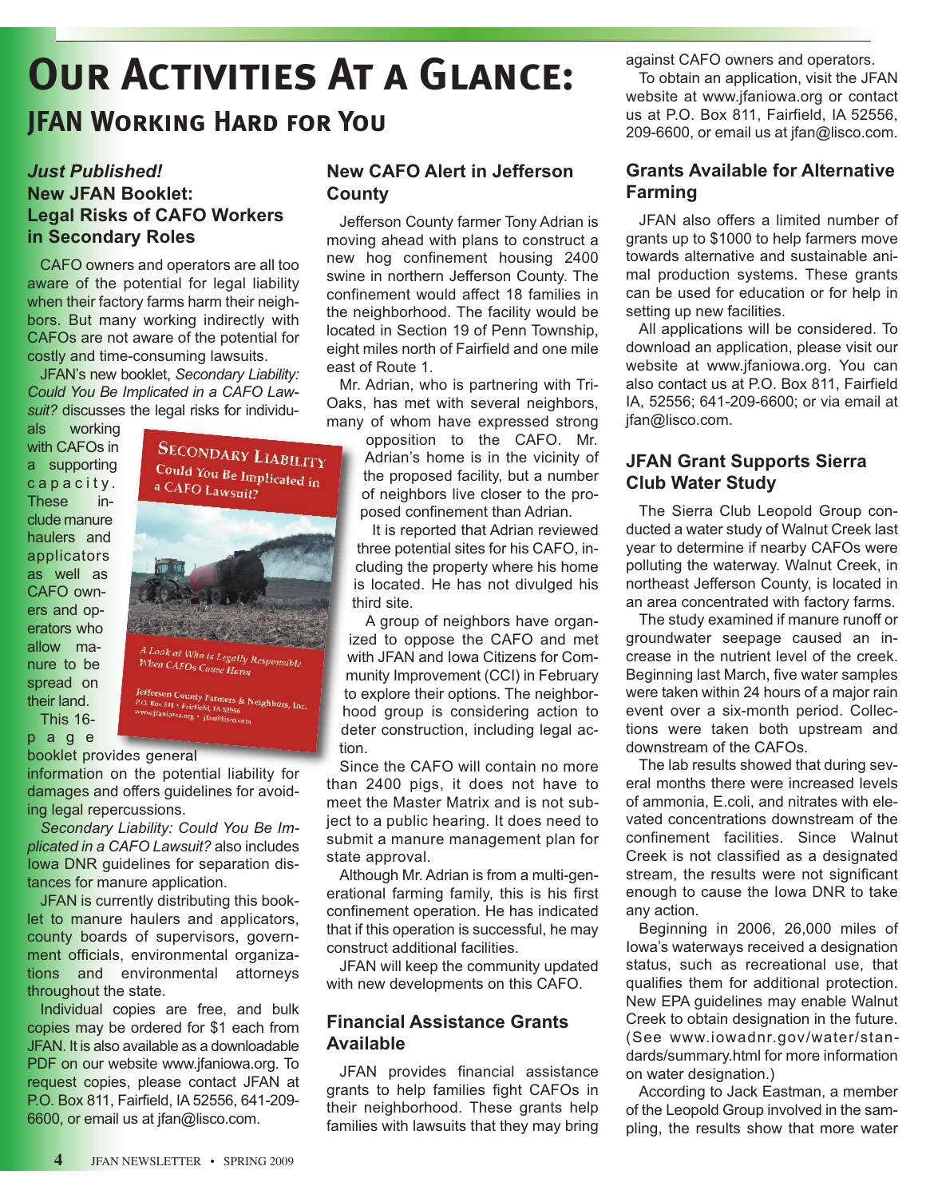# Our Activities At a Glance:

## JFAN Working Hard for You

### *Just Published!* New JFAN Booklet: Legal Risks of CAFO Workers in Secondary Roles

CAFO owners and operators are all too aware of the potential for legal liability when their factory farms harm their neighbors. But many working indirectly with CAFOs are not aware of the potential for costly and time-consuming lawsuits.

JFAN's new booklet, *Secondary Liability: Could You Be Implicated in a CAFO Lawsuit?* discusses the legal risks for individuals working with CAFOs in a supporting capacity. These include manure haulers and applicators as well as CAFO owners and operators who allow manure to be spread on their land.

This 16-page booklet provides general information on the potential liability for damages and offers guidelines for avoiding legal repercussions.

*Secondary Liability: Could You Be Implicated in a CAFO Lawsuit?* also includes Iowa DNR guidelines for separation distances for manure application.

JFAN is currently distributing this booklet to manure haulers and applicators, county boards of supervisors, government officials, environmental organizations and environmental attorneys throughout the state.

Individual copies are free, and bulk copies may be ordered for $1 each from JFAN. It is also available as a downloadable PDF on our website www.jfaniowa.org. To request copies, please contact JFAN at P.O. Box 811, Fairfield, IA 52556, 641-209-6600, or email us at jfan@lisco.com.

### New CAFO Alert in Jefferson County

Jefferson County farmer Tony Adrian is moving ahead with plans to construct a new hog confinement housing 2400 swine in northern Jefferson County. The confinement would affect 18 families in the neighborhood. The facility would be located in Section 19 of Penn Township, eight miles north of Fairfield and one mile east of Route 1.

Mr. Adrian, who is partnering with Tri-Oaks, has met with several neighbors, many of whom have expressed strong opposition to the CAFO. Mr. Adrian's home is in the vicinity of the proposed facility, but a number of neighbors live closer to the proposed confinement than Adrian.

It is reported that Adrian reviewed three potential sites for his CAFO, including the property where his home is located. He has not divulged his third site.

A group of neighbors have organized to oppose the CAFO and met with JFAN and Iowa Citizens for Community Improvement (CCI) in February to explore their options. The neighborhood group is considering action to deter construction, including legal action.

Since the CAFO will contain no more than 2400 pigs, it does not have to meet the Master Matrix and is not subject to a public hearing. It does need to submit a manure management plan for state approval.

Although Mr. Adrian is from a multi-generational farming family, this is his first confinement operation. He has indicated that if this operation is successful, he may construct additional facilities.

JFAN will keep the community updated with new developments on this CAFO.

### Financial Assistance Grants Available

JFAN provides financial assistance grants to help families fight CAFOs in their neighborhood. These grants help families with lawsuits that they may bring against CAFO owners and operators.

To obtain an application, visit the JFAN website at www.jfaniowa.org or contact us at P.O. Box 811, Fairfield, IA 52556, 209-6600, or email us at jfan@lisco.com.

### Grants Available for Alternative Farming

JFAN also offers a limited number of grants up to $1000 to help farmers move towards alternative and sustainable animal production systems. These grants can be used for education or for help in setting up new facilities.

All applications will be considered. To download an application, please visit our website at www.jfaniowa.org. You can also contact us at P.O. Box 811, Fairfield IA, 52556; 641-209-6600; or via email at jfan@lisco.com.

### JFAN Grant Supports Sierra Club Water Study

The Sierra Club Leopold Group conducted a water study of Walnut Creek last year to determine if nearby CAFOs were polluting the waterway. Walnut Creek, in northeast Jefferson County, is located in an area concentrated with factory farms.

The study examined if manure runoff or groundwater seepage caused an increase in the nutrient level of the creek. Beginning last March, five water samples were taken within 24 hours of a major rain event over a six-month period. Collections were taken both upstream and downstream of the CAFOs.

The lab results showed that during several months there were increased levels of ammonia, E.coli, and nitrates with elevated concentrations downstream of the confinement facilities. Since Walnut Creek is not classified as a designated stream, the results were not significant enough to cause the Iowa DNR to take any action.

Beginning in 2006, 26,000 miles of Iowa's waterways received a designation status, such as recreational use, that qualifies them for additional protection. New EPA guidelines may enable Walnut Creek to obtain designation in the future. (See www.iowadnr.gov/water/standards/summary.html for more information on water designation.)

According to Jack Eastman, a member of the Leopold Group involved in the sampling, the results show that more water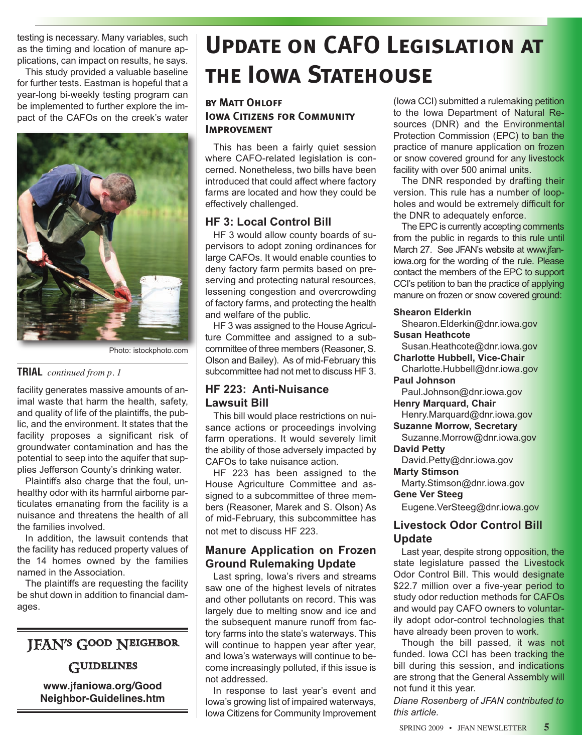testing is necessary. Many variables, such as the timing and location of manure applications, can impact on results, he says.

This study provided a valuable baseline for further tests. Eastman is hopeful that a year-long bi-weekly testing program can be implemented to further explore the impact of the CAFOs on the creek's water

Photo: istockphoto.com

**TRIAL** *continued from p. 1*

facility generates massive amounts of animal waste that harm the health, safety, and quality of life of the plaintiffs, the public, and the environment. It states that the facility proposes a significant risk of groundwater contamination and has the potential to seep into the aquifer that supplies Jefferson County's drinking water.

Plaintiffs also charge that the foul, unhealthy odor with its harmful airborne particulates emanating from the facility is a nuisance and threatens the health of all the families involved.

In addition, the lawsuit contends that the facility has reduced property values of the 14 homes owned by the families named in the Association.

The plaintiffs are requesting the facility be shut down in addition to financial damages.

**JFAN'S GOOD NEIGHBOR GUIDELINES**

**www.jfaniowa.org/Good Neighbor-Guidelines.htm**

# Update on CAFO Legislation at the Iowa Statehouse

### by Matt Ohloff
### Iowa Citizens for Community Improvement

This has been a fairly quiet session where CAFO-related legislation is concerned. Nonetheless, two bills have been introduced that could affect where factory farms are located and how they could be effectively challenged.

## HF 3: Local Control Bill

HF 3 would allow county boards of supervisors to adopt zoning ordinances for large CAFOs. It would enable counties to deny factory farm permits based on preserving and protecting natural resources, lessening congestion and overcrowding of factory farms, and protecting the health and welfare of the public.

HF 3 was assigned to the House Agriculture Committee and assigned to a subcommittee of three members (Reasoner, S. Olson and Bailey). As of mid-February this subcommittee had not met to discuss HF 3.

## HF 223: Anti-Nuisance Lawsuit Bill

This bill would place restrictions on nuisance actions or proceedings involving farm operations. It would severely limit the ability of those adversely impacted by CAFOs to take nuisance action.

HF 223 has been assigned to the House Agriculture Committee and assigned to a subcommittee of three members (Reasoner, Marek and S. Olson) As of mid-February, this subcommittee has not met to discuss HF 223.

## Manure Application on Frozen Ground Rulemaking Update

Last spring, Iowa's rivers and streams saw one of the highest levels of nitrates and other pollutants on record. This was largely due to melting snow and ice and the subsequent manure runoff from factory farms into the state's waterways. This will continue to happen year after year, and Iowa's waterways will continue to become increasingly polluted, if this issue is not addressed.

In response to last year's event and Iowa's growing list of impaired waterways, Iowa Citizens for Community Improvement (Iowa CCI) submitted a rulemaking petition to the Iowa Department of Natural Resources (DNR) and the Environmental Protection Commission (EPC) to ban the practice of manure application on frozen or snow covered ground for any livestock facility with over 500 animal units.

The DNR responded by drafting their version. This rule has a number of loopholes and would be extremely difficult for the DNR to adequately enforce.

The EPC is currently accepting comments from the public in regards to this rule until March 27. See JFAN's website at www.jfaniowa.org for the wording of the rule. Please contact the members of the EPC to support CCI's petition to ban the practice of applying manure on frozen or snow covered ground:

**Shearon Elderkin**
Shearon.Elderkin@dnr.iowa.gov

**Susan Heathcote**
Susan.Heathcote@dnr.iowa.gov

**Charlotte Hubbell, Vice-Chair**
Charlotte.Hubbell@dnr.iowa.gov

**Paul Johnson**
Paul.Johnson@dnr.iowa.gov

**Henry Marquard, Chair**
Henry.Marquard@dnr.iowa.gov

**Suzanne Morrow, Secretary**
Suzanne.Morrow@dnr.iowa.gov

**David Petty**
David.Petty@dnr.iowa.gov

**Marty Stimson**
Marty.Stimson@dnr.iowa.gov

**Gene Ver Steeg**
Eugene.VerSteeg@dnr.iowa.gov

## Livestock Odor Control Bill Update

Last year, despite strong opposition, the state legislature passed the Livestock Odor Control Bill. This would designate $22.7 million over a five-year period to study odor reduction methods for CAFOs and would pay CAFO owners to voluntarily adopt odor-control technologies that have already been proven to work.

Though the bill passed, it was not funded. Iowa CCI has been tracking the bill during this session, and indications are strong that the General Assembly will not fund it this year.

*Diane Rosenberg of JFAN contributed to this article.*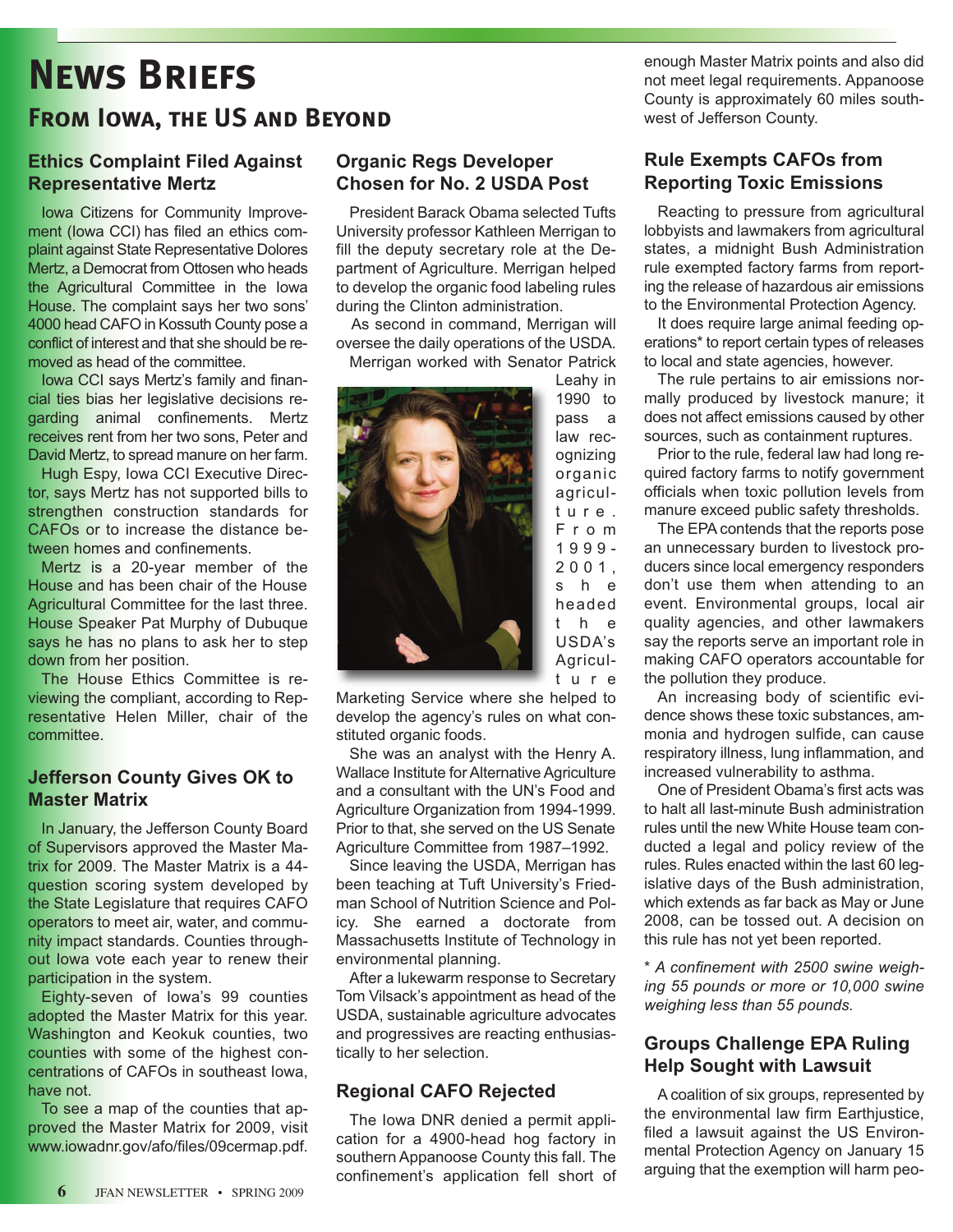# News Briefs

## From Iowa, the US and Beyond

### Ethics Complaint Filed Against Representative Mertz

Iowa Citizens for Community Improvement (Iowa CCI) has filed an ethics complaint against State Representative Dolores Mertz, a Democrat from Ottosen who heads the Agricultural Committee in the Iowa House. The complaint says her two sons' 4000 head CAFO in Kossuth County pose a conflict of interest and that she should be removed as head of the committee.

Iowa CCI says Mertz's family and financial ties bias her legislative decisions regarding animal confinements. Mertz receives rent from her two sons, Peter and David Mertz, to spread manure on her farm.

Hugh Espy, Iowa CCI Executive Director, says Mertz has not supported bills to strengthen construction standards for CAFOs or to increase the distance between homes and confinements.

Mertz is a 20-year member of the House and has been chair of the House Agricultural Committee for the last three. House Speaker Pat Murphy of Dubuque says he has no plans to ask her to step down from her position.

The House Ethics Committee is reviewing the compliant, according to Representative Helen Miller, chair of the committee.

### Jefferson County Gives OK to Master Matrix

In January, the Jefferson County Board of Supervisors approved the Master Matrix for 2009. The Master Matrix is a 44-question scoring system developed by the State Legislature that requires CAFO operators to meet air, water, and community impact standards. Counties throughout Iowa vote each year to renew their participation in the system.

Eighty-seven of Iowa's 99 counties adopted the Master Matrix for this year. Washington and Keokuk counties, two counties with some of the highest concentrations of CAFOs in southeast Iowa, have not.

To see a map of the counties that approved the Master Matrix for 2009, visit www.iowadnr.gov/afo/files/09cermap.pdf.

### Organic Regs Developer Chosen for No. 2 USDA Post

President Barack Obama selected Tufts University professor Kathleen Merrigan to fill the deputy secretary role at the Department of Agriculture. Merrigan helped to develop the organic food labeling rules during the Clinton administration.

As second in command, Merrigan will oversee the daily operations of the USDA.

Merrigan worked with Senator Patrick Leahy in 1990 to pass a law recognizing organic agriculture. From 1999-2001, she headed the USDA's Agriculture Marketing Service where she helped to develop the agency's rules on what constituted organic foods.

She was an analyst with the Henry A. Wallace Institute for Alternative Agriculture and a consultant with the UN's Food and Agriculture Organization from 1994-1999. Prior to that, she served on the US Senate Agriculture Committee from 1987–1992.

Since leaving the USDA, Merrigan has been teaching at Tuft University's Friedman School of Nutrition Science and Policy. She earned a doctorate from Massachusetts Institute of Technology in environmental planning.

After a lukewarm response to Secretary Tom Vilsack's appointment as head of the USDA, sustainable agriculture advocates and progressives are reacting enthusiastically to her selection.

### Regional CAFO Rejected

The Iowa DNR denied a permit application for a 4900-head hog factory in southern Appanoose County this fall. The confinement's application fell short of enough Master Matrix points and also did not meet legal requirements. Appanoose County is approximately 60 miles southwest of Jefferson County.

### Rule Exempts CAFOs from Reporting Toxic Emissions

Reacting to pressure from agricultural lobbyists and lawmakers from agricultural states, a midnight Bush Administration rule exempted factory farms from reporting the release of hazardous air emissions to the Environmental Protection Agency.

It does require large animal feeding operations* to report certain types of releases to local and state agencies, however.

The rule pertains to air emissions normally produced by livestock manure; it does not affect emissions caused by other sources, such as containment ruptures.

Prior to the rule, federal law had long required factory farms to notify government officials when toxic pollution levels from manure exceed public safety thresholds.

The EPA contends that the reports pose an unnecessary burden to livestock producers since local emergency responders don't use them when attending to an event. Environmental groups, local air quality agencies, and other lawmakers say the reports serve an important role in making CAFO operators accountable for the pollution they produce.

An increasing body of scientific evidence shows these toxic substances, ammonia and hydrogen sulfide, can cause respiratory illness, lung inflammation, and increased vulnerability to asthma.

One of President Obama's first acts was to halt all last-minute Bush administration rules until the new White House team conducted a legal and policy review of the rules. Rules enacted within the last 60 legislative days of the Bush administration, which extends as far back as May or June 2008, can be tossed out. A decision on this rule has not yet been reported.

*\* A confinement with 2500 swine weighing 55 pounds or more or 10,000 swine weighing less than 55 pounds.*

### Groups Challenge EPA Ruling Help Sought with Lawsuit

A coalition of six groups, represented by the environmental law firm Earthjustice, filed a lawsuit against the US Environmental Protection Agency on January 15 arguing that the exemption will harm peo-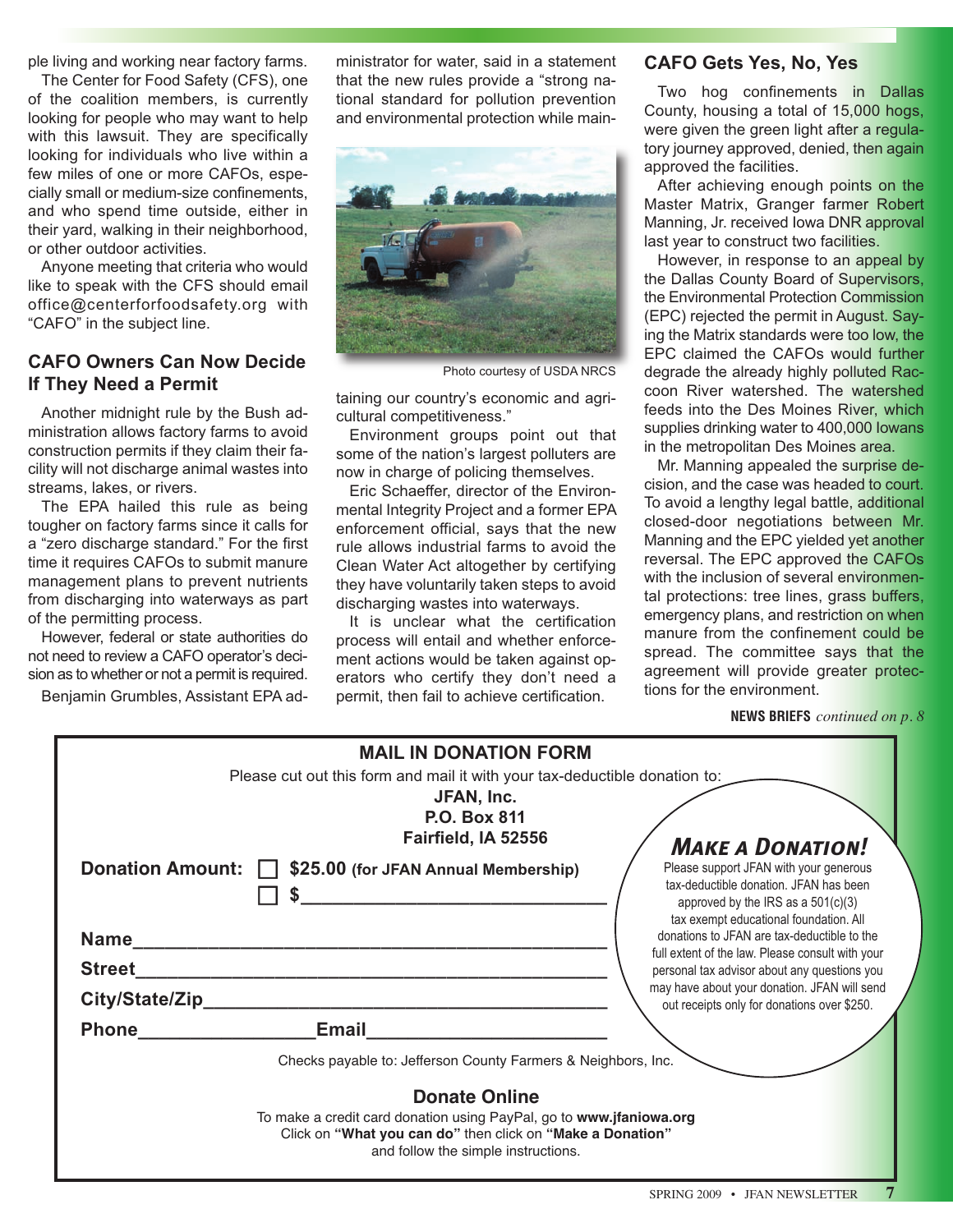ple living and working near factory farms.

The Center for Food Safety (CFS), one of the coalition members, is currently looking for people who may want to help with this lawsuit. They are specifically looking for individuals who live within a few miles of one or more CAFOs, especially small or medium-size confinements, and who spend time outside, either in their yard, walking in their neighborhood, or other outdoor activities.

Anyone meeting that criteria who would like to speak with the CFS should email office@centerforfoodsafety.org with "CAFO" in the subject line.

## CAFO Owners Can Now Decide If They Need a Permit

Another midnight rule by the Bush administration allows factory farms to avoid construction permits if they claim their facility will not discharge animal wastes into streams, lakes, or rivers.

The EPA hailed this rule as being tougher on factory farms since it calls for a "zero discharge standard." For the first time it requires CAFOs to submit manure management plans to prevent nutrients from discharging into waterways as part of the permitting process.

However, federal or state authorities do not need to review a CAFO operator's decision as to whether or not a permit is required.

Benjamin Grumbles, Assistant EPA administrator for water, said in a statement that the new rules provide a "strong national standard for pollution prevention and environmental protection while maintaining our country's economic and agricultural competitiveness."

Photo courtesy of USDA NRCS

Environment groups point out that some of the nation's largest polluters are now in charge of policing themselves.

Eric Schaeffer, director of the Environmental Integrity Project and a former EPA enforcement official, says that the new rule allows industrial farms to avoid the Clean Water Act altogether by certifying they have voluntarily taken steps to avoid discharging wastes into waterways.

It is unclear what the certification process will entail and whether enforcement actions would be taken against operators who certify they don't need a permit, then fail to achieve certification.

## CAFO Gets Yes, No, Yes

Two hog confinements in Dallas County, housing a total of 15,000 hogs, were given the green light after a regulatory journey approved, denied, then again approved the facilities.

After achieving enough points on the Master Matrix, Granger farmer Robert Manning, Jr. received Iowa DNR approval last year to construct two facilities.

However, in response to an appeal by the Dallas County Board of Supervisors, the Environmental Protection Commission (EPC) rejected the permit in August. Saying the Matrix standards were too low, the EPC claimed the CAFOs would further degrade the already highly polluted Raccoon River watershed. The watershed feeds into the Des Moines River, which supplies drinking water to 400,000 Iowans in the metropolitan Des Moines area.

Mr. Manning appealed the surprise decision, and the case was headed to court. To avoid a lengthy legal battle, additional closed-door negotiations between Mr. Manning and the EPC yielded yet another reversal. The EPC approved the CAFOs with the inclusion of several environmental protections: tree lines, grass buffers, emergency plans, and restriction on when manure from the confinement could be spread. The committee says that the agreement will provide greater protections for the environment.

**NEWS BRIEFS** *continued on p. 8*

---

## MAIL IN DONATION FORM

Please cut out this form and mail it with your tax-deductible donation to:

**JFAN, Inc.**
**P.O. Box 811**
**Fairfield, IA 52556**

**Donation Amount:** ☐ **$25.00 (for JFAN Annual Membership)**
☐ **$**______________________________

**Name**_____________________________________________

**Street**____________________________________________

**City/State/Zip**_____________________________________

**Phone**________________ **Email**______________________

Checks payable to: Jefferson County Farmers & Neighbors, Inc.

### *Make a Donation!*

Please support JFAN with your generous tax-deductible donation. JFAN has been approved by the IRS as a 501(c)(3) tax exempt educational foundation. All donations to JFAN are tax-deductible to the full extent of the law. Please consult with your personal tax advisor about any questions you may have about your donation. JFAN will send out receipts only for donations over $250.

### Donate Online

To make a credit card donation using PayPal, go to **www.jfaniowa.org**
Click on **"What you can do"** then click on **"Make a Donation"**
and follow the simple instructions.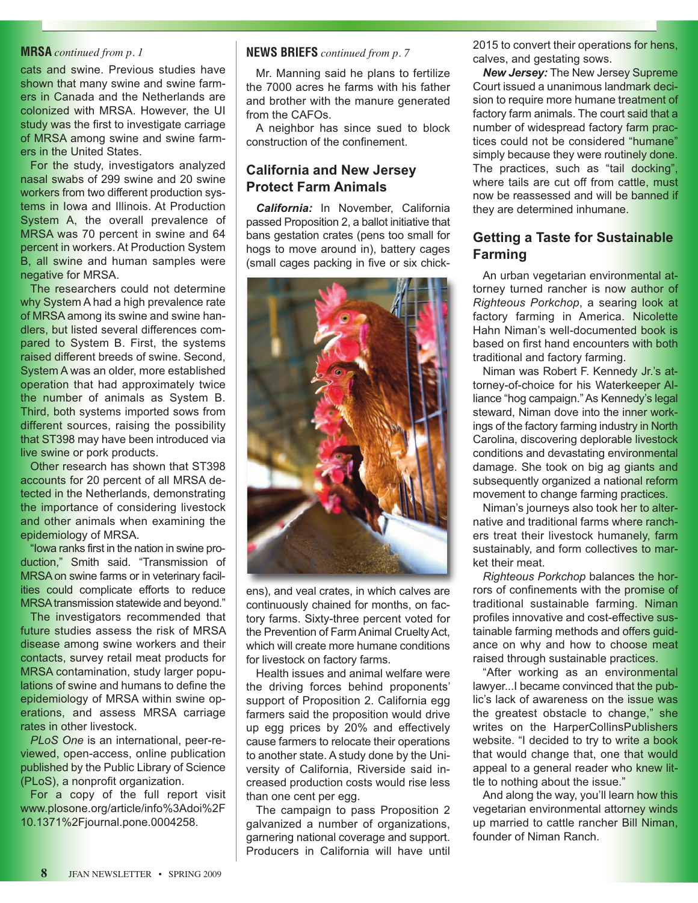**MRSA** *continued from p. 1*

cats and swine. Previous studies have shown that many swine and swine farmers in Canada and the Netherlands are colonized with MRSA. However, the UI study was the first to investigate carriage of MRSA among swine and swine farmers in the United States.

For the study, investigators analyzed nasal swabs of 299 swine and 20 swine workers from two different production systems in Iowa and Illinois. At Production System A, the overall prevalence of MRSA was 70 percent in swine and 64 percent in workers. At Production System B, all swine and human samples were negative for MRSA.

The researchers could not determine why System A had a high prevalence rate of MRSA among its swine and swine handlers, but listed several differences compared to System B. First, the systems raised different breeds of swine. Second, System A was an older, more established operation that had approximately twice the number of animals as System B. Third, both systems imported sows from different sources, raising the possibility that ST398 may have been introduced via live swine or pork products.

Other research has shown that ST398 accounts for 20 percent of all MRSA detected in the Netherlands, demonstrating the importance of considering livestock and other animals when examining the epidemiology of MRSA.

"Iowa ranks first in the nation in swine production," Smith said. "Transmission of MRSA on swine farms or in veterinary facilities could complicate efforts to reduce MRSA transmission statewide and beyond."

The investigators recommended that future studies assess the risk of MRSA disease among swine workers and their contacts, survey retail meat products for MRSA contamination, study larger populations of swine and humans to define the epidemiology of MRSA within swine operations, and assess MRSA carriage rates in other livestock.

*PLoS One* is an international, peer-reviewed, open-access, online publication published by the Public Library of Science (PLoS), a nonprofit organization.

For a copy of the full report visit www.plosone.org/article/info%3Adoi%2F 10.1371%2Fjournal.pone.0004258.

**NEWS BRIEFS** *continued from p. 7*

Mr. Manning said he plans to fertilize the 7000 acres he farms with his father and brother with the manure generated from the CAFOs.

A neighbor has since sued to block construction of the confinement.

## California and New Jersey Protect Farm Animals

***California:*** In November, California passed Proposition 2, a ballot initiative that bans gestation crates (pens too small for hogs to move around in), battery cages (small cages packing in five or six chickens), and veal crates, in which calves are continuously chained for months, on factory farms. Sixty-three percent voted for the Prevention of Farm Animal Cruelty Act, which will create more humane conditions for livestock on factory farms.

Health issues and animal welfare were the driving forces behind proponents' support of Proposition 2. California egg farmers said the proposition would drive up egg prices by 20% and effectively cause farmers to relocate their operations to another state. A study done by the University of California, Riverside said increased production costs would rise less than one cent per egg.

The campaign to pass Proposition 2 galvanized a number of organizations, garnering national coverage and support. Producers in California will have until 2015 to convert their operations for hens, calves, and gestating sows.

***New Jersey:*** The New Jersey Supreme Court issued a unanimous landmark decision to require more humane treatment of factory farm animals. The court said that a number of widespread factory farm practices could not be considered "humane" simply because they were routinely done. The practices, such as "tail docking", where tails are cut off from cattle, must now be reassessed and will be banned if they are determined inhumane.

## Getting a Taste for Sustainable Farming

An urban vegetarian environmental attorney turned rancher is now author of *Righteous Porkchop*, a searing look at factory farming in America. Nicolette Hahn Niman's well-documented book is based on first hand encounters with both traditional and factory farming.

Niman was Robert F. Kennedy Jr.'s attorney-of-choice for his Waterkeeper Alliance "hog campaign." As Kennedy's legal steward, Niman dove into the inner workings of the factory farming industry in North Carolina, discovering deplorable livestock conditions and devastating environmental damage. She took on big ag giants and subsequently organized a national reform movement to change farming practices.

Niman's journeys also took her to alternative and traditional farms where ranchers treat their livestock humanely, farm sustainably, and form collectives to market their meat.

*Righteous Porkchop* balances the horrors of confinements with the promise of traditional sustainable farming. Niman profiles innovative and cost-effective sustainable farming methods and offers guidance on why and how to choose meat raised through sustainable practices.

"After working as an environmental lawyer...I became convinced that the public's lack of awareness on the issue was the greatest obstacle to change," she writes on the HarperCollinsPublishers website. "I decided to try to write a book that would change that, one that would appeal to a general reader who knew little to nothing about the issue."

And along the way, you'll learn how this vegetarian environmental attorney winds up married to cattle rancher Bill Niman, founder of Niman Ranch.